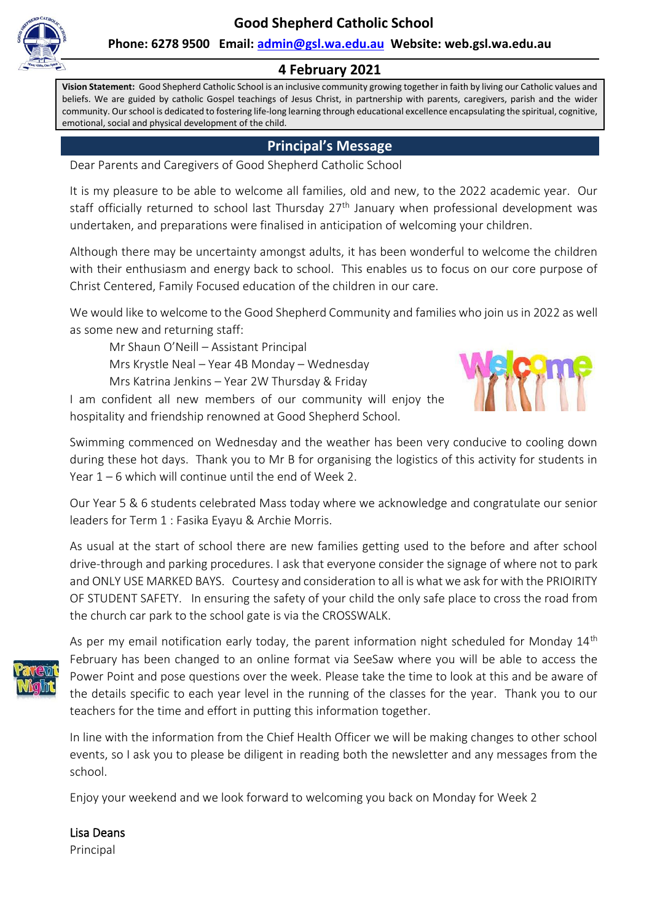# Good Shepherd Catholic School

**Phone: 6278 9500 Email: admin@gsl.wa.edu.au Website: web.gsl.wa.edu.au**

## 4 February 2021

**Vision Statement:** Good Shepherd Catholic School is an inclusive community growing together in faith by living our Catholic values and beliefs. We are guided by catholic Gospel teachings of Jesus Christ, in partnership with parents, caregivers, parish and the wider community. Our school is dedicated to fostering life-long learning through educational excellence encapsulating the spiritual, cognitive, emotional, social and physical development of the child.

## Principal's Message

Dear Parents and Caregivers of Good Shepherd Catholic School

It is my pleasure to be able to welcome all families, old and new, to the 2022 academic year. Our staff officially returned to school last Thursday 27th January when professional development was undertaken, and preparations were finalised in anticipation of welcoming your children.

Although there may be uncertainty amongst adults, it has been wonderful to welcome the children with their enthusiasm and energy back to school. This enables us to focus on our core purpose of Christ Centered, Family Focused education of the children in our care.

We would like to welcome to the Good Shepherd Community and families who join us in 2022 as well as some new and returning staff:

Mr Shaun O'Neill – Assistant Principal
Mrs Krystle Neal – Year 4B Monday – Wednesday
Mrs Katrina Jenkins – Year 2W Thursday & Friday

I am confident all new members of our community will enjoy the hospitality and friendship renowned at Good Shepherd School.

Swimming commenced on Wednesday and the weather has been very conducive to cooling down during these hot days. Thank you to Mr B for organising the logistics of this activity for students in Year 1 – 6 which will continue until the end of Week 2.

Our Year 5 & 6 students celebrated Mass today where we acknowledge and congratulate our senior leaders for Term 1 : Fasika Eyayu & Archie Morris.

As usual at the start of school there are new families getting used to the before and after school drive-through and parking procedures. I ask that everyone consider the signage of where not to park and ONLY USE MARKED BAYS. Courtesy and consideration to all is what we ask for with the PRIOIRITY OF STUDENT SAFETY. In ensuring the safety of your child the only safe place to cross the road from the church car park to the school gate is via the CROSSWALK.

As per my email notification early today, the parent information night scheduled for Monday 14th February has been changed to an online format via SeeSaw where you will be able to access the Power Point and pose questions over the week. Please take the time to look at this and be aware of the details specific to each year level in the running of the classes for the year. Thank you to our teachers for the time and effort in putting this information together.

In line with the information from the Chief Health Officer we will be making changes to other school events, so I ask you to please be diligent in reading both the newsletter and any messages from the school.

Enjoy your weekend and we look forward to welcoming you back on Monday for Week 2

Lisa Deans
Principal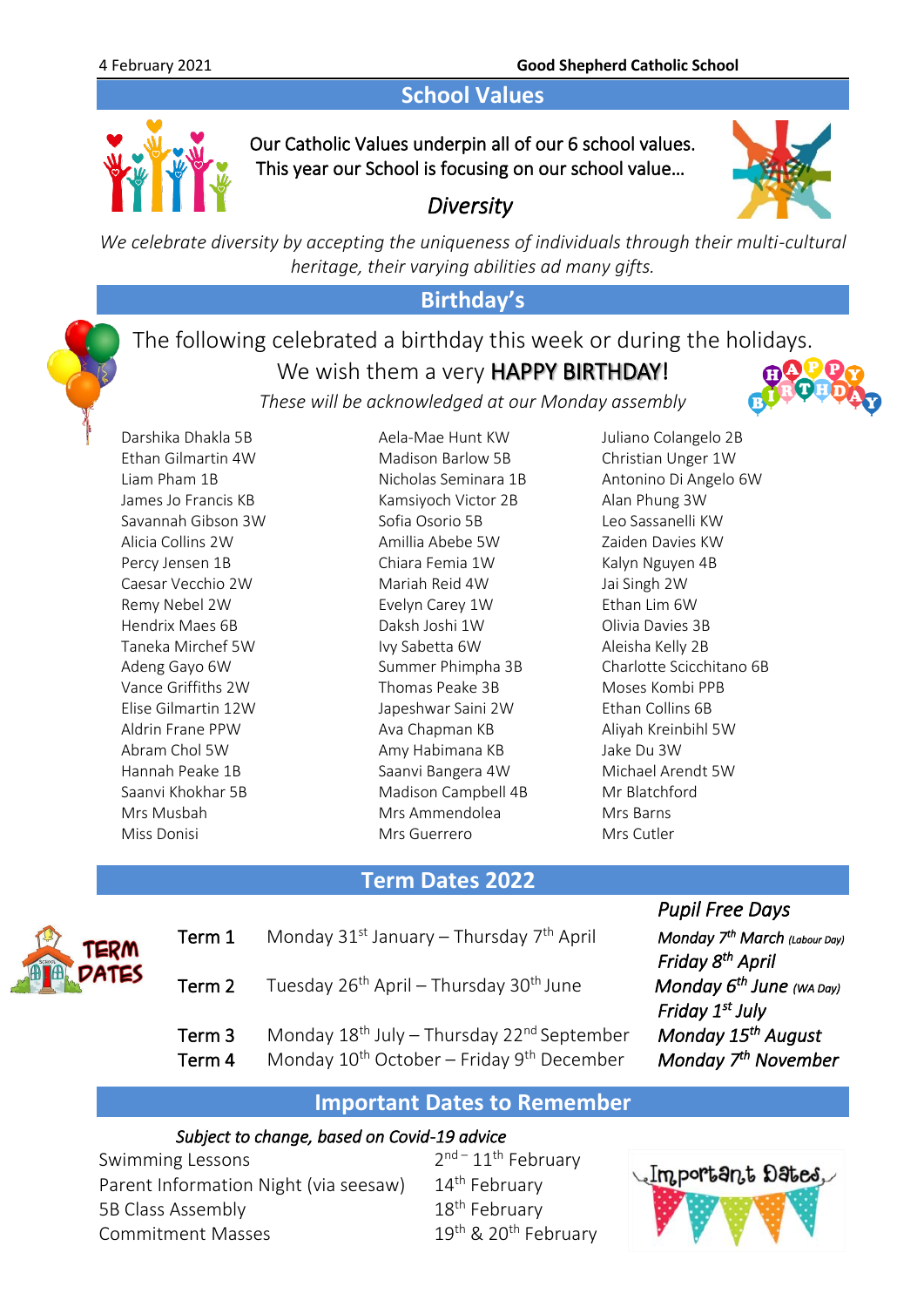## School Values

Our Catholic Values underpin all of our 6 school values.
This year our School is focusing on our school value…

*Diversity*

*We celebrate diversity by accepting the uniqueness of individuals through their multi-cultural heritage, their varying abilities ad many gifts.*

## Birthday's

The following celebrated a birthday this week or during the holidays.
We wish them a very **HAPPY BIRTHDAY!**

*These will be acknowledged at our Monday assembly*

Darshika Dhakla 5B
Ethan Gilmartin 4W
Liam Pham 1B
James Jo Francis KB
Savannah Gibson 3W
Alicia Collins 2W
Percy Jensen 1B
Caesar Vecchio 2W
Remy Nebel 2W
Hendrix Maes 6B
Taneka Mirchef 5W
Adeng Gayo 6W
Vance Griffiths 2W
Elise Gilmartin 12W
Aldrin Frane PPW
Abram Chol 5W
Hannah Peake 1B
Saanvi Khokhar 5B
Mrs Musbah
Miss Donisi

Aela-Mae Hunt KW
Madison Barlow 5B
Nicholas Seminara 1B
Kamsiyoch Victor 2B
Sofia Osorio 5B
Amillia Abebe 5W
Chiara Femia 1W
Mariah Reid 4W
Evelyn Carey 1W
Daksh Joshi 1W
Ivy Sabetta 6W
Summer Phimpha 3B
Thomas Peake 3B
Japeshwar Saini 2W
Ava Chapman KB
Amy Habimana KB
Saanvi Bangera 4W
Madison Campbell 4B
Mrs Ammendolea
Mrs Guerrero

Juliano Colangelo 2B
Christian Unger 1W
Antonino Di Angelo 6W
Alan Phung 3W
Leo Sassanelli KW
Zaiden Davies KW
Kalyn Nguyen 4B
Jai Singh 2W
Ethan Lim 6W
Olivia Davies 3B
Aleisha Kelly 2B
Charlotte Scicchitano 6B
Moses Kombi PPB
Ethan Collins 6B
Aliyah Kreinbihl 5W
Jake Du 3W
Michael Arendt 5W
Mr Blatchford
Mrs Barns
Mrs Cutler

## Term Dates 2022

| | | |
|---|---|---|
| Term 1 | Monday 31st January – Thursday 7th April | |
| Term 2 | Tuesday 26th April – Thursday 30th June | |
| Term 3 | Monday 18th July – Thursday 22nd September | |
| Term 4 | Monday 10th October – Friday 9th December | |

*Pupil Free Days*

*Monday 7th March (Labour Day)*
*Friday 8th April*
*Monday 6th June (WA Day)*
*Friday 1st July*
*Monday 15th August*
*Monday 7th November*

## Important Dates to Remember

*Subject to change, based on Covid-19 advice*

| | |
|---|---|
| Swimming Lessons | 2nd – 11th February |
| Parent Information Night (via seesaw) | 14th February |
| 5B Class Assembly | 18th February |
| Commitment Masses | 19th & 20th February |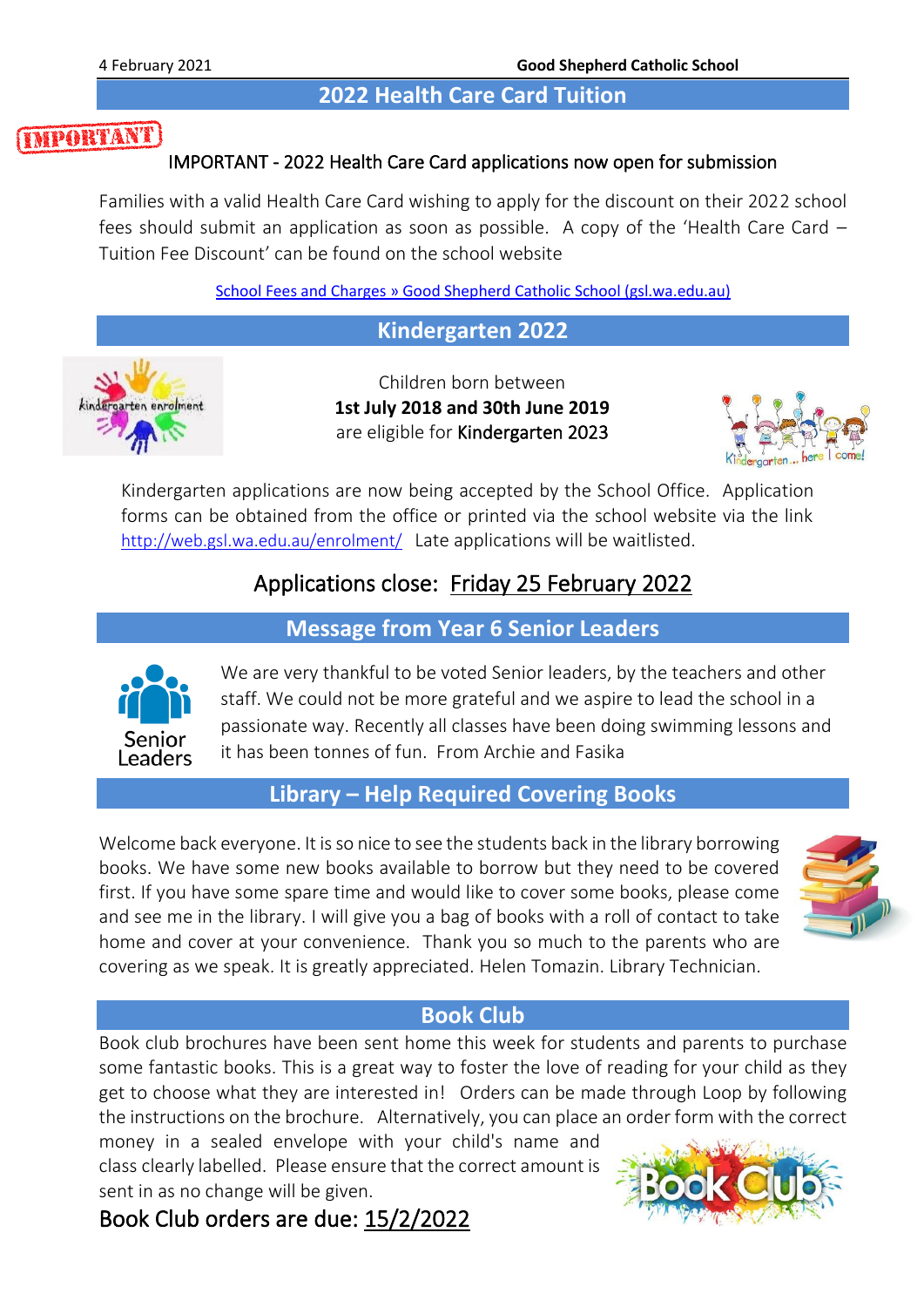## 2022 Health Care Card Tuition

IMPORTANT - 2022 Health Care Card applications now open for submission

Families with a valid Health Care Card wishing to apply for the discount on their 2022 school fees should submit an application as soon as possible. A copy of the 'Health Care Card – Tuition Fee Discount' can be found on the school website

[School Fees and Charges » Good Shepherd Catholic School (gsl.wa.edu.au)](School Fees and Charges » Good Shepherd Catholic School (gsl.wa.edu.au))

## Kindergarten 2022

Children born between
**1st July 2018 and 30th June 2019**
are eligible for Kindergarten 2023

Kindergarten applications are now being accepted by the School Office. Application forms can be obtained from the office or printed via the school website via the link http://web.gsl.wa.edu.au/enrolment/ Late applications will be waitlisted.

Applications close: Friday 25 February 2022

## Message from Year 6 Senior Leaders

We are very thankful to be voted Senior leaders, by the teachers and other staff. We could not be more grateful and we aspire to lead the school in a passionate way. Recently all classes have been doing swimming lessons and it has been tonnes of fun. From Archie and Fasika

## Library – Help Required Covering Books

Welcome back everyone. It is so nice to see the students back in the library borrowing books. We have some new books available to borrow but they need to be covered first. If you have some spare time and would like to cover some books, please come and see me in the library. I will give you a bag of books with a roll of contact to take home and cover at your convenience. Thank you so much to the parents who are covering as we speak. It is greatly appreciated. Helen Tomazin. Library Technician.

## Book Club

Book club brochures have been sent home this week for students and parents to purchase some fantastic books. This is a great way to foster the love of reading for your child as they get to choose what they are interested in! Orders can be made through Loop by following the instructions on the brochure. Alternatively, you can place an order form with the correct money in a sealed envelope with your child's name and class clearly labelled. Please ensure that the correct amount is sent in as no change will be given.

Book Club orders are due: 15/2/2022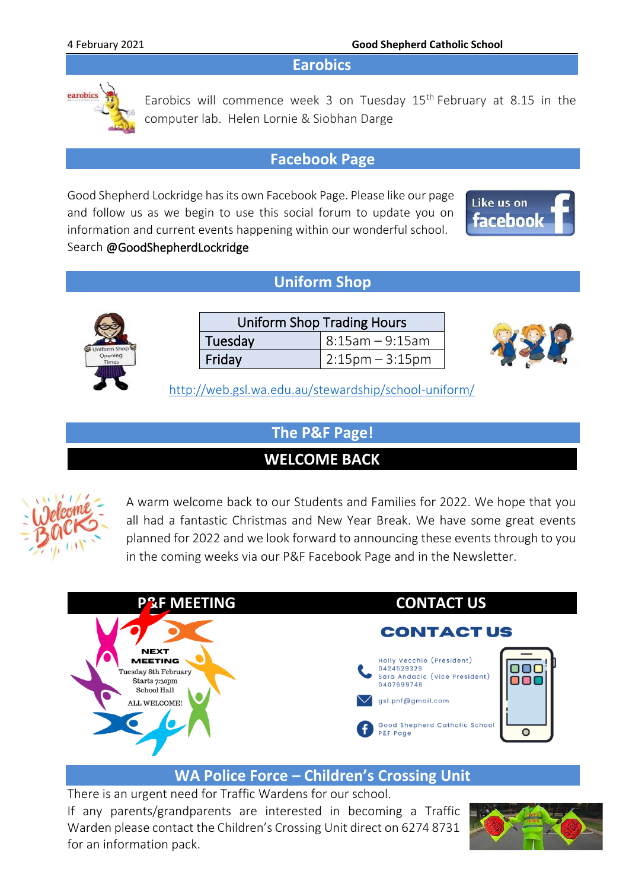## Earobics

Earobics will commence week 3 on Tuesday 15th February at 8.15 in the computer lab. Helen Lornie & Siobhan Darge

## Facebook Page

Good Shepherd Lockridge has its own Facebook Page. Please like our page and follow us as we begin to use this social forum to update you on information and current events happening within our wonderful school. Search @GoodShepherdLockridge

## Uniform Shop

| Uniform Shop Trading Hours | |
|---|---|
| Tuesday | 8:15am – 9:15am |
| Friday | 2:15pm – 3:15pm |

http://web.gsl.wa.edu.au/stewardship/school-uniform/

## The P&F Page!

### WELCOME BACK

A warm welcome back to our Students and Families for 2022. We hope that you all had a fantastic Christmas and New Year Break. We have some great events planned for 2022 and we look forward to announcing these events through to you in the coming weeks via our P&F Facebook Page and in the Newsletter.

### P&F MEETING

NEXT MEETING
Tuesday 8th February
Starts 7:30pm
School Hall
ALL WELCOME!

### CONTACT US

CONTACT US

Holly Vecchio (President)
0424529329
Sara Andacic (Vice President)
0407699746

gsl.pnf@gmail.com

Good Shepherd Catholic School P&F Page

## WA Police Force – Children's Crossing Unit

There is an urgent need for Traffic Wardens for our school.

If any parents/grandparents are interested in becoming a Traffic Warden please contact the Children's Crossing Unit direct on 6274 8731 for an information pack.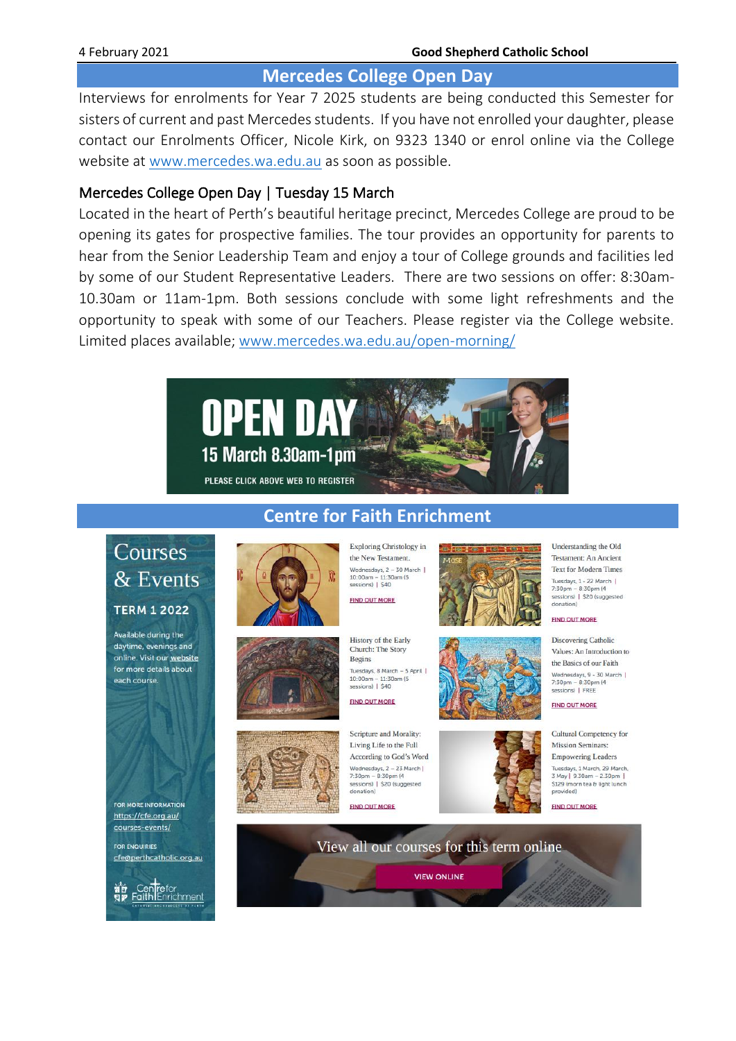## Mercedes College Open Day

Interviews for enrolments for Year 7 2025 students are being conducted this Semester for sisters of current and past Mercedes students. If you have not enrolled your daughter, please contact our Enrolments Officer, Nicole Kirk, on 9323 1340 or enrol online via the College website at www.mercedes.wa.edu.au as soon as possible.

### Mercedes College Open Day | Tuesday 15 March

Located in the heart of Perth's beautiful heritage precinct, Mercedes College are proud to be opening its gates for prospective families. The tour provides an opportunity for parents to hear from the Senior Leadership Team and enjoy a tour of College grounds and facilities led by some of our Student Representative Leaders. There are two sessions on offer: 8:30am-10.30am or 11am-1pm. Both sessions conclude with some light refreshments and the opportunity to speak with some of our Teachers. Please register via the College website. Limited places available; www.mercedes.wa.edu.au/open-morning/

OPEN DAY
15 March 8.30am-1pm
PLEASE CLICK ABOVE WEB TO REGISTER

## Centre for Faith Enrichment

### Courses & Events

**TERM 1 2022**

Available during the daytime, evenings and online. Visit our website for more details about each course.

FOR MORE INFORMATION
https://cfe.org.au/courses-events/

FOR ENQUIRIES
cfe@perthcatholic.org.au

Centre for Faith Enrichment

**Exploring Christology in the New Testament.**
Wednesdays, 2 – 30 March | 10:00am – 11:30am (5 sessions) | $40
FIND OUT MORE

**Understanding the Old Testament: An Ancient Text for Modern Times**
Tuesdays, 1 - 22 March | 7:30pm – 8:30pm (4 sessions) | $20 (suggested donation)
FIND OUT MORE

**History of the Early Church: The Story Begins**
Tuesdays, 8 March – 5 April | 10:00am – 11:30am (5 sessions) | $40
FIND OUT MORE

**Discovering Catholic Values: An Introduction to the Basics of our Faith**
Wednesdays, 9 - 30 March | 7:30pm – 8:30pm (4 sessions) | FREE
FIND OUT MORE

**Scripture and Morality: Living Life to the Full According to God's Word**
Wednesdays, 2 – 23 March | 7:30pm – 8:30pm (4 sessions) | $20 (suggested donation)
FIND OUT MORE

**Cultural Competency for Mission Seminars: Empowering Leaders**
Tuesdays, 1 March, 29 March, 3 May | 9:30am – 2:30pm | $129 (morn tea & light lunch provided)
FIND OUT MORE

View all our courses for this term online

VIEW ONLINE